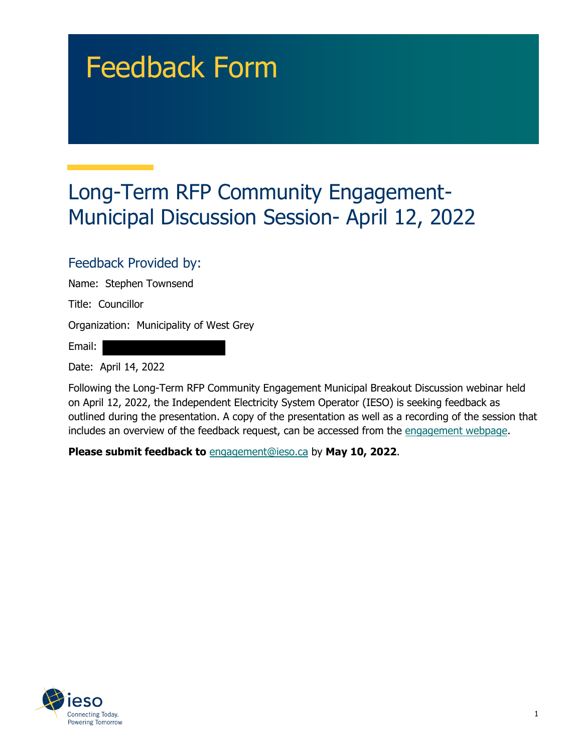# Feedback Form

## Long-Term RFP Community Engagement-Municipal Discussion Session- April 12, 2022

### Feedback Provided by:

Name: Stephen Townsend

Title: Councillor

Organization: Municipality of West Grey

Email:

Date: April 14, 2022

Following the Long-Term RFP Community Engagement Municipal Breakout Discussion webinar held on April 12, 2022, the Independent Electricity System Operator (IESO) is seeking feedback as outlined during the presentation. A copy of the presentation as well as a recording of the session that includes an overview of the feedback request, can be accessed from the engagement webpage.

**Please submit feedback to** engagement@ieso.ca by **May 10, 2022**.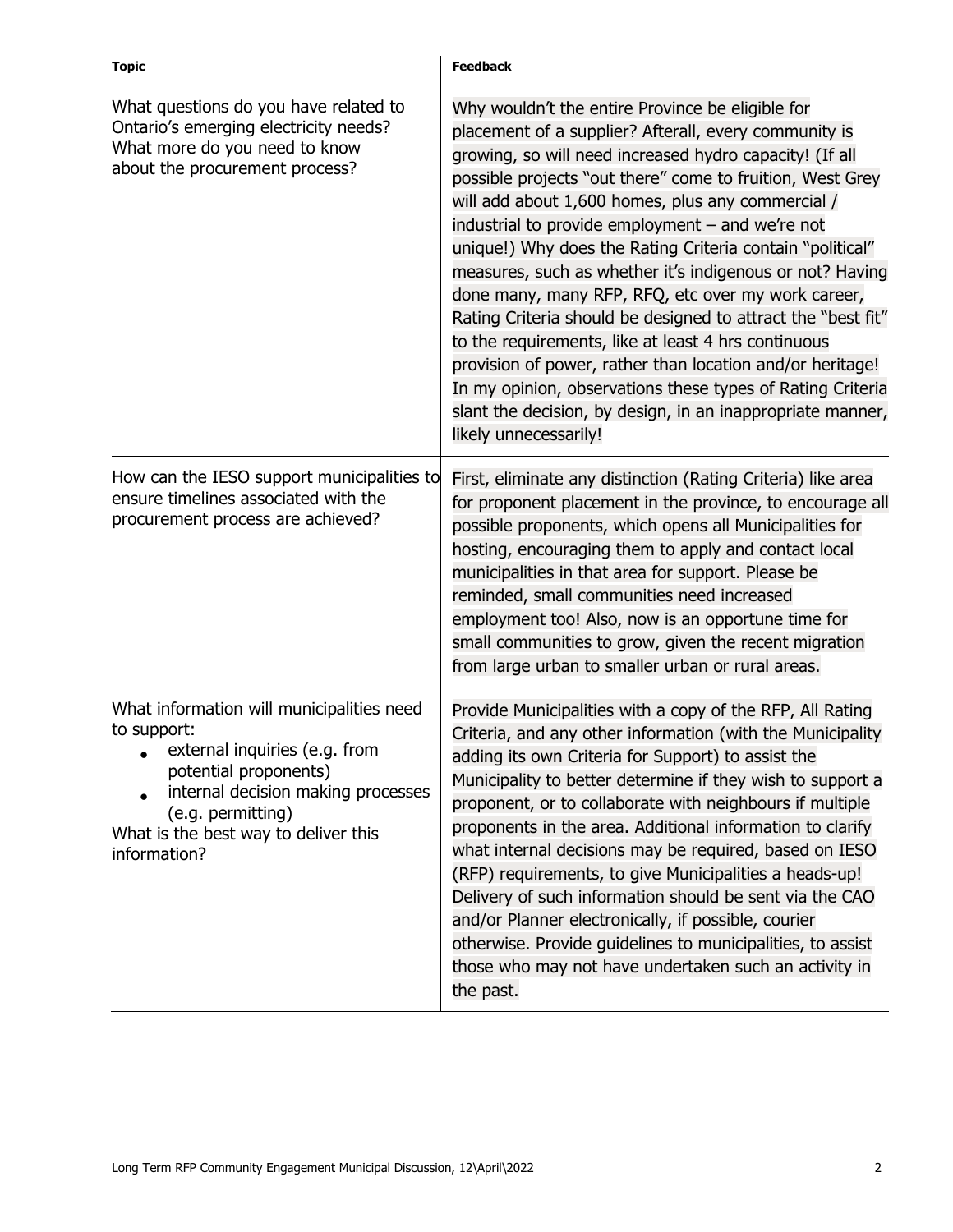| Topic | Feedback |
| --- | --- |
| What questions do you have related to Ontario's emerging electricity needs? What more do you need to know about the procurement process? | Why wouldn't the entire Province be eligible for placement of a supplier? Afterall, every community is growing, so will need increased hydro capacity! (If all possible projects "out there" come to fruition, West Grey will add about 1,600 homes, plus any commercial / industrial to provide employment – and we're not unique!) Why does the Rating Criteria contain "political" measures, such as whether it's indigenous or not? Having done many, many RFP, RFQ, etc over my work career, Rating Criteria should be designed to attract the "best fit" to the requirements, like at least 4 hrs continuous provision of power, rather than location and/or heritage! In my opinion, observations these types of Rating Criteria slant the decision, by design, in an inappropriate manner, likely unnecessarily! |
| How can the IESO support municipalities to ensure timelines associated with the procurement process are achieved? | First, eliminate any distinction (Rating Criteria) like area for proponent placement in the province, to encourage all possible proponents, which opens all Municipalities for hosting, encouraging them to apply and contact local municipalities in that area for support. Please be reminded, small communities need increased employment too! Also, now is an opportune time for small communities to grow, given the recent migration from large urban to smaller urban or rural areas. |
| What information will municipalities need to support:<br>• external inquiries (e.g. from potential proponents)<br>• internal decision making processes (e.g. permitting)<br>What is the best way to deliver this information? | Provide Municipalities with a copy of the RFP, All Rating Criteria, and any other information (with the Municipality adding its own Criteria for Support) to assist the Municipality to better determine if they wish to support a proponent, or to collaborate with neighbours if multiple proponents in the area. Additional information to clarify what internal decisions may be required, based on IESO (RFP) requirements, to give Municipalities a heads-up! Delivery of such information should be sent via the CAO and/or Planner electronically, if possible, courier otherwise. Provide guidelines to municipalities, to assist those who may not have undertaken such an activity in the past. |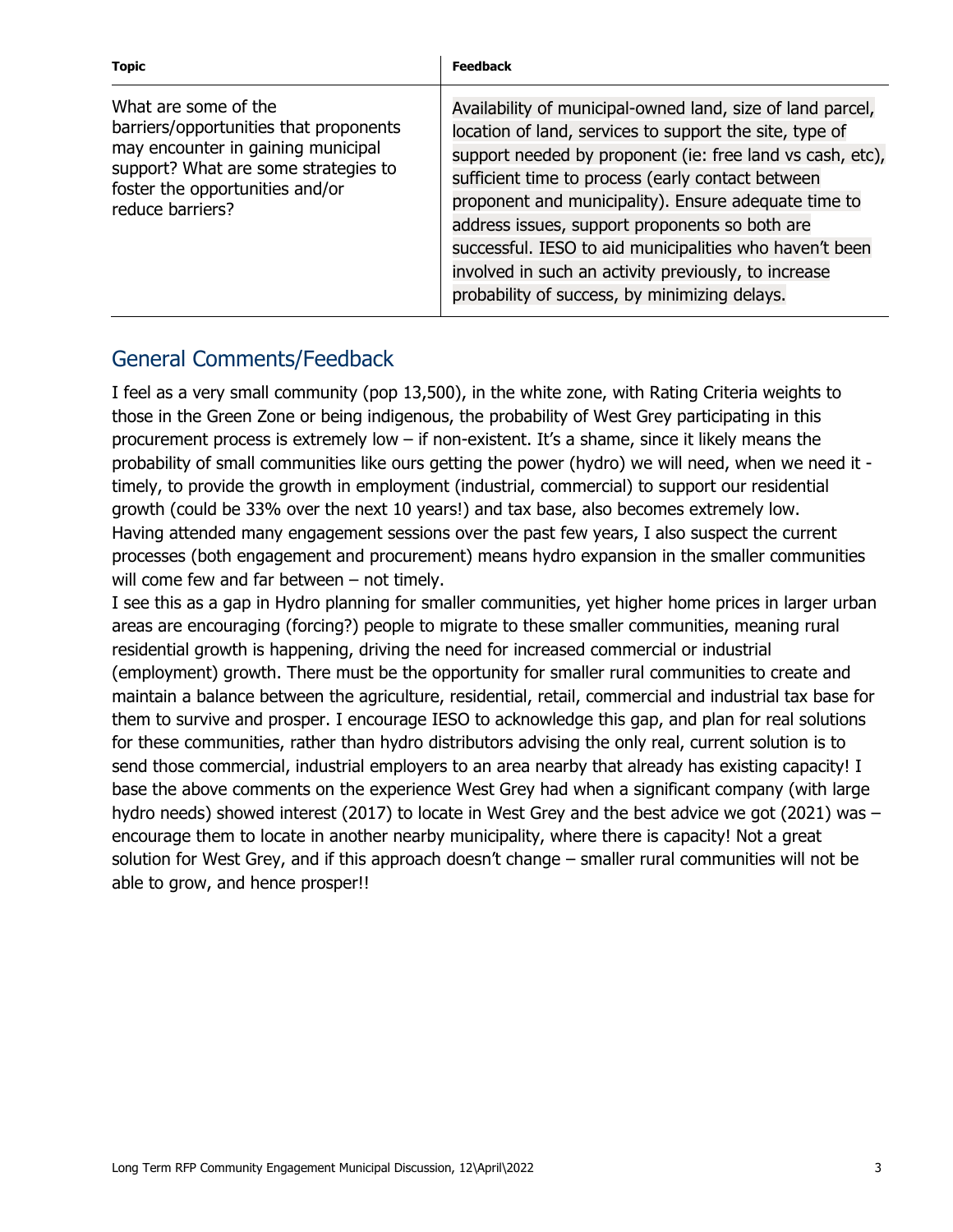| Topic | Feedback |
| --- | --- |
| What are some of the barriers/opportunities that proponents may encounter in gaining municipal support? What are some strategies to foster the opportunities and/or reduce barriers? | Availability of municipal-owned land, size of land parcel, location of land, services to support the site, type of support needed by proponent (ie: free land vs cash, etc), sufficient time to process (early contact between proponent and municipality). Ensure adequate time to address issues, support proponents so both are successful. IESO to aid municipalities who haven't been involved in such an activity previously, to increase probability of success, by minimizing delays. |

## General Comments/Feedback

I feel as a very small community (pop 13,500), in the white zone, with Rating Criteria weights to those in the Green Zone or being indigenous, the probability of West Grey participating in this procurement process is extremely low – if non-existent. It's a shame, since it likely means the probability of small communities like ours getting the power (hydro) we will need, when we need it - timely, to provide the growth in employment (industrial, commercial) to support our residential growth (could be 33% over the next 10 years!) and tax base, also becomes extremely low. Having attended many engagement sessions over the past few years, I also suspect the current processes (both engagement and procurement) means hydro expansion in the smaller communities will come few and far between – not timely.

I see this as a gap in Hydro planning for smaller communities, yet higher home prices in larger urban areas are encouraging (forcing?) people to migrate to these smaller communities, meaning rural residential growth is happening, driving the need for increased commercial or industrial (employment) growth. There must be the opportunity for smaller rural communities to create and maintain a balance between the agriculture, residential, retail, commercial and industrial tax base for them to survive and prosper. I encourage IESO to acknowledge this gap, and plan for real solutions for these communities, rather than hydro distributors advising the only real, current solution is to send those commercial, industrial employers to an area nearby that already has existing capacity! I base the above comments on the experience West Grey had when a significant company (with large hydro needs) showed interest (2017) to locate in West Grey and the best advice we got (2021) was – encourage them to locate in another nearby municipality, where there is capacity! Not a great solution for West Grey, and if this approach doesn't change – smaller rural communities will not be able to grow, and hence prosper!!